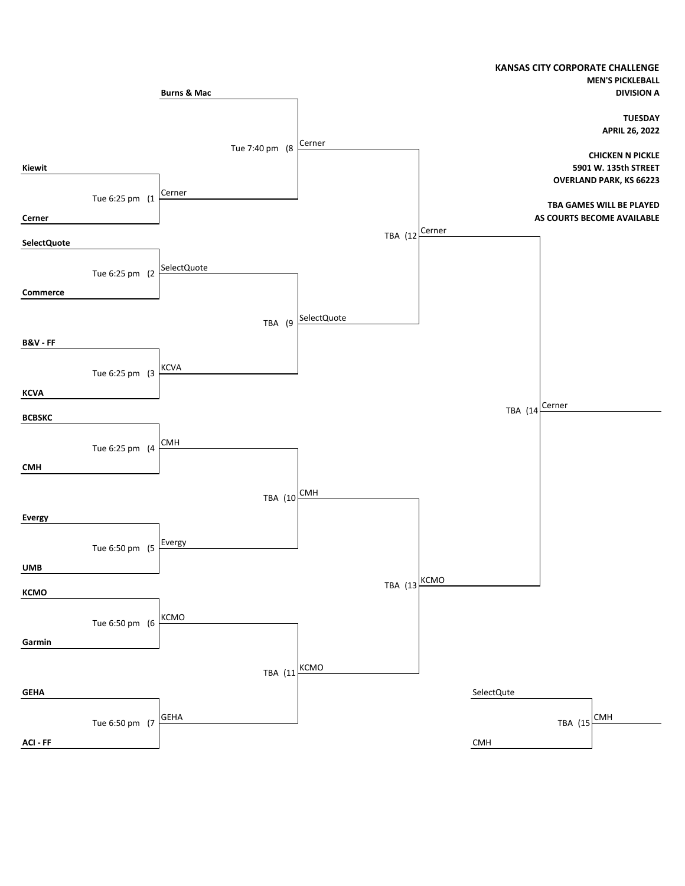**KANSAS CITY CORPORATE CHALLENGE**
**MEN'S PICKLEBALL**
**DIVISION A**

**TUESDAY**
**APRIL 26, 2022**

**CHICKEN N PICKLE**
**5901 W. 135th STREET**
**OVERLAND PARK, KS 66223**

**TBA GAMES WILL BE PLAYED AS COURTS BECOME AVAILABLE**

### First Round

| Game | Time | Team 1 | Team 2 | Winner |
|---|---|---|---|---|
| (1 | Tue 6:25 pm | **Kiewit** | **Cerner** | Cerner |
| (2 | Tue 6:25 pm | **SelectQuote** | **Commerce** | SelectQuote |
| (3 | Tue 6:25 pm | **B&V - FF** | **KCVA** | KCVA |
| (4 | Tue 6:25 pm | **BCBSKC** | **CMH** | CMH |
| (5 | Tue 6:50 pm | **Evergy** | **UMB** | Evergy |
| (6 | Tue 6:50 pm | **KCMO** | **Garmin** | KCMO |
| (7 | Tue 6:50 pm | **GEHA** | **ACI - FF** | GEHA |

### Second Round

| Game | Time | Team 1 | Team 2 | Winner |
|---|---|---|---|---|
| (8 | Tue 7:40 pm | **Burns & Mac** | Cerner | Cerner |
| (9 | TBA | SelectQuote | KCVA | SelectQuote |
| (10 | TBA | CMH | Evergy | CMH |
| (11 | TBA | KCMO | GEHA | KCMO |

### Semifinals

| Game | Time | Team 1 | Team 2 | Winner |
|---|---|---|---|---|
| (12 | TBA | Cerner | SelectQuote | Cerner |
| (13 | TBA | CMH | KCMO | KCMO |

### Final

| Game | Time | Team 1 | Team 2 | Winner |
|---|---|---|---|---|
| (14 | TBA | Cerner | KCMO | Cerner |

### Third Place

| Game | Time | Team 1 | Team 2 | Winner |
|---|---|---|---|---|
| (15 | TBA | SelectQute | CMH | CMH |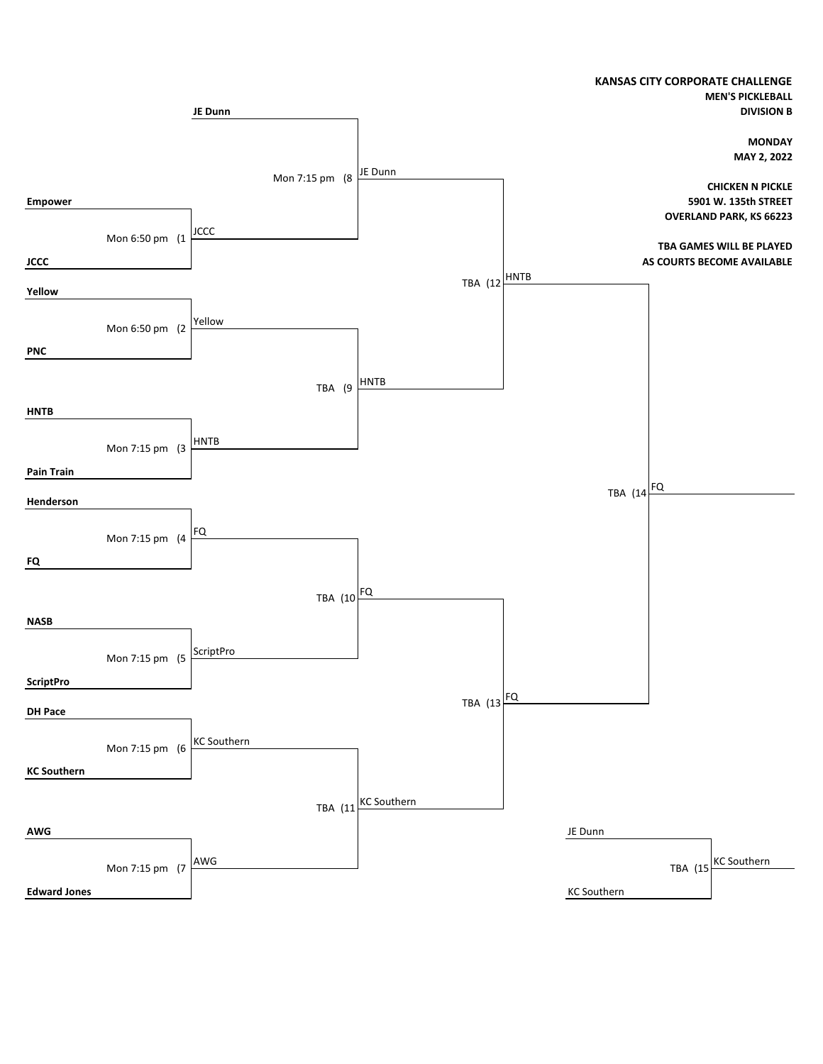**KANSAS CITY CORPORATE CHALLENGE**
**MEN'S PICKLEBALL**
**DIVISION B**

**MONDAY**
**MAY 2, 2022**

**CHICKEN N PICKLE**
**5901 W. 135th STREET**
**OVERLAND PARK, KS 66223**

**TBA GAMES WILL BE PLAYED AS COURTS BECOME AVAILABLE**

## First Round

| Game | Time | Team 1 | Team 2 | Winner |
|---|---|---|---|---|
| (1 | Mon 6:50 pm | Empower | JCCC | JCCC |
| (2 | Mon 6:50 pm | Yellow | PNC | Yellow |
| (3 | Mon 7:15 pm | HNTB | Pain Train | HNTB |
| (4 | Mon 7:15 pm | Henderson | FQ | FQ |
| (5 | Mon 7:15 pm | NASB | ScriptPro | ScriptPro |
| (6 | Mon 7:15 pm | DH Pace | KC Southern | KC Southern |
| (7 | Mon 7:15 pm | AWG | Edward Jones | AWG |

## Second Round

| Game | Time | Team 1 | Team 2 | Winner |
|---|---|---|---|---|
| (8 | Mon 7:15 pm | JE Dunn | JCCC | JE Dunn |
| (9 | TBA | Yellow | HNTB | HNTB |
| (10 | TBA | FQ | ScriptPro | FQ |
| (11 | TBA | KC Southern | AWG | KC Southern |

## Semifinals

| Game | Time | Team 1 | Team 2 | Winner |
|---|---|---|---|---|
| (12 | TBA | JE Dunn | HNTB | HNTB |
| (13 | TBA | FQ | KC Southern | FQ |

## Final

| Game | Time | Team 1 | Team 2 | Winner |
|---|---|---|---|---|
| (14 | TBA | HNTB | FQ | FQ |

## Third Place

| Game | Time | Team 1 | Team 2 | Winner |
|---|---|---|---|---|
| (15 | TBA | JE Dunn | KC Southern | KC Southern |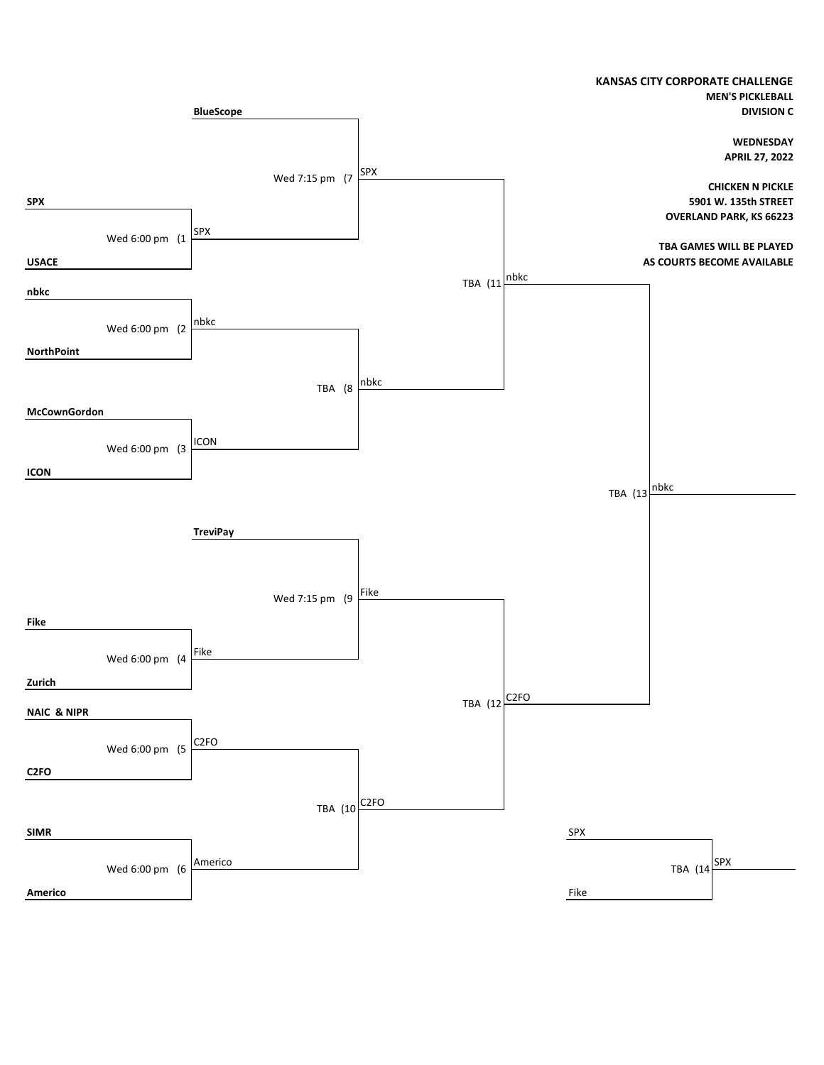**KANSAS CITY CORPORATE CHALLENGE**
**MEN'S PICKLEBALL**
**DIVISION C**

**WEDNESDAY**
**APRIL 27, 2022**

**CHICKEN N PICKLE**
**5901 W. 135th STREET**
**OVERLAND PARK, KS 66223**

**TBA GAMES WILL BE PLAYED AS COURTS BECOME AVAILABLE**

| Game | Time | Team 1 | Team 2 | Winner |
|---|---|---|---|---|
| 1 | Wed 6:00 pm | SPX | USACE | SPX |
| 2 | Wed 6:00 pm | nbkc | NorthPoint | nbkc |
| 3 | Wed 6:00 pm | McCownGordon | ICON | ICON |
| 4 | Wed 6:00 pm | Fike | Zurich | Fike |
| 5 | Wed 6:00 pm | NAIC & NIPR | C2FO | C2FO |
| 6 | Wed 6:00 pm | SIMR | Americo | Americo |
| 7 | Wed 7:15 pm | BlueScope | SPX | SPX |
| 8 | TBA | nbkc | ICON | nbkc |
| 9 | Wed 7:15 pm | TreviPay | Fike | Fike |
| 10 | TBA | C2FO | Americo | C2FO |
| 11 | TBA | SPX | nbkc | nbkc |
| 12 | TBA | Fike | C2FO | C2FO |
| 13 | TBA | nbkc | C2FO | nbkc |
| 14 | TBA | SPX | Fike | SPX |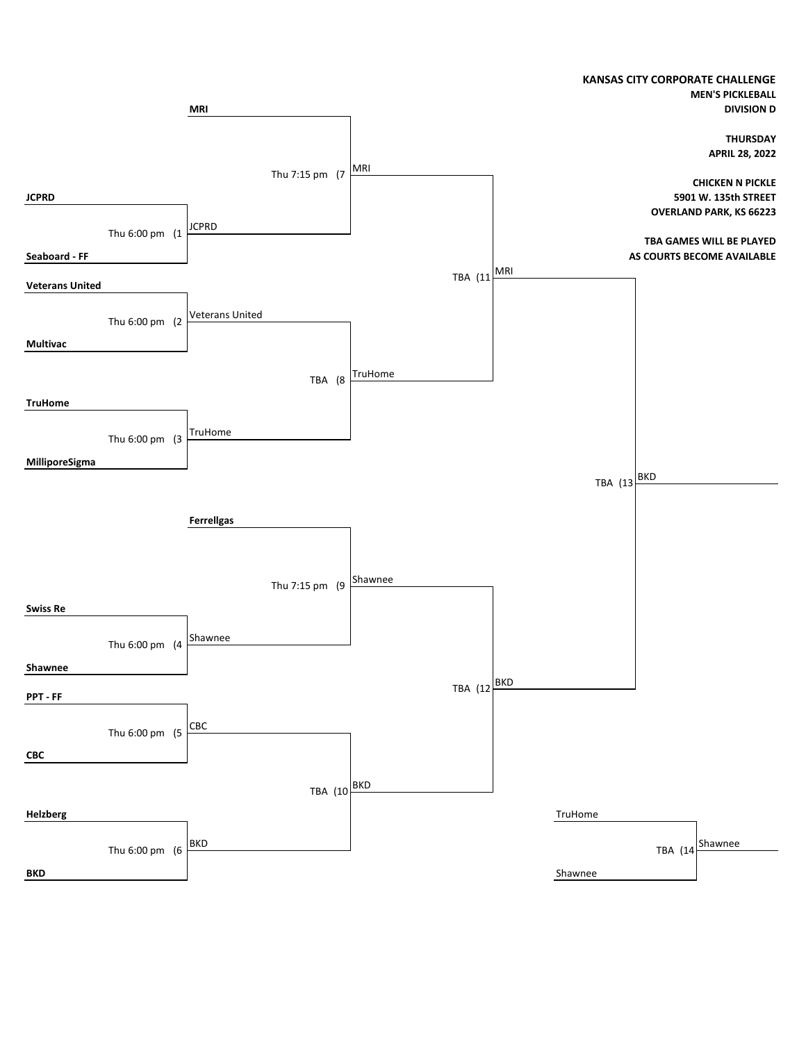**KANSAS CITY CORPORATE CHALLENGE**
**MEN'S PICKLEBALL**
**DIVISION D**

**THURSDAY**
**APRIL 28, 2022**

**CHICKEN N PICKLE**
**5901 W. 135th STREET**
**OVERLAND PARK, KS 66223**

**TBA GAMES WILL BE PLAYED AS COURTS BECOME AVAILABLE**

| Game | Time | Team 1 | Team 2 | Winner |
|---|---|---|---|---|
| (1 | Thu 6:00 pm | JCPRD | Seaboard - FF | JCPRD |
| (2 | Thu 6:00 pm | Veterans United | Multivac | Veterans United |
| (3 | Thu 6:00 pm | TruHome | MilliporeSigma | TruHome |
| (4 | Thu 6:00 pm | Swiss Re | Shawnee | Shawnee |
| (5 | Thu 6:00 pm | PPT - FF | CBC | CBC |
| (6 | Thu 6:00 pm | Helzberg | BKD | BKD |
| (7 | Thu 7:15 pm | MRI | JCPRD | MRI |
| (8 | TBA | Veterans United | TruHome | TruHome |
| (9 | Thu 7:15 pm | Ferrellgas | Shawnee | Shawnee |
| (10 | TBA | CBC | BKD | BKD |
| (11 | TBA | MRI | TruHome | MRI |
| (12 | TBA | Shawnee | BKD | BKD |
| (13 | TBA | MRI | BKD | BKD |
| (14 | TBA | TruHome | Shawnee | Shawnee |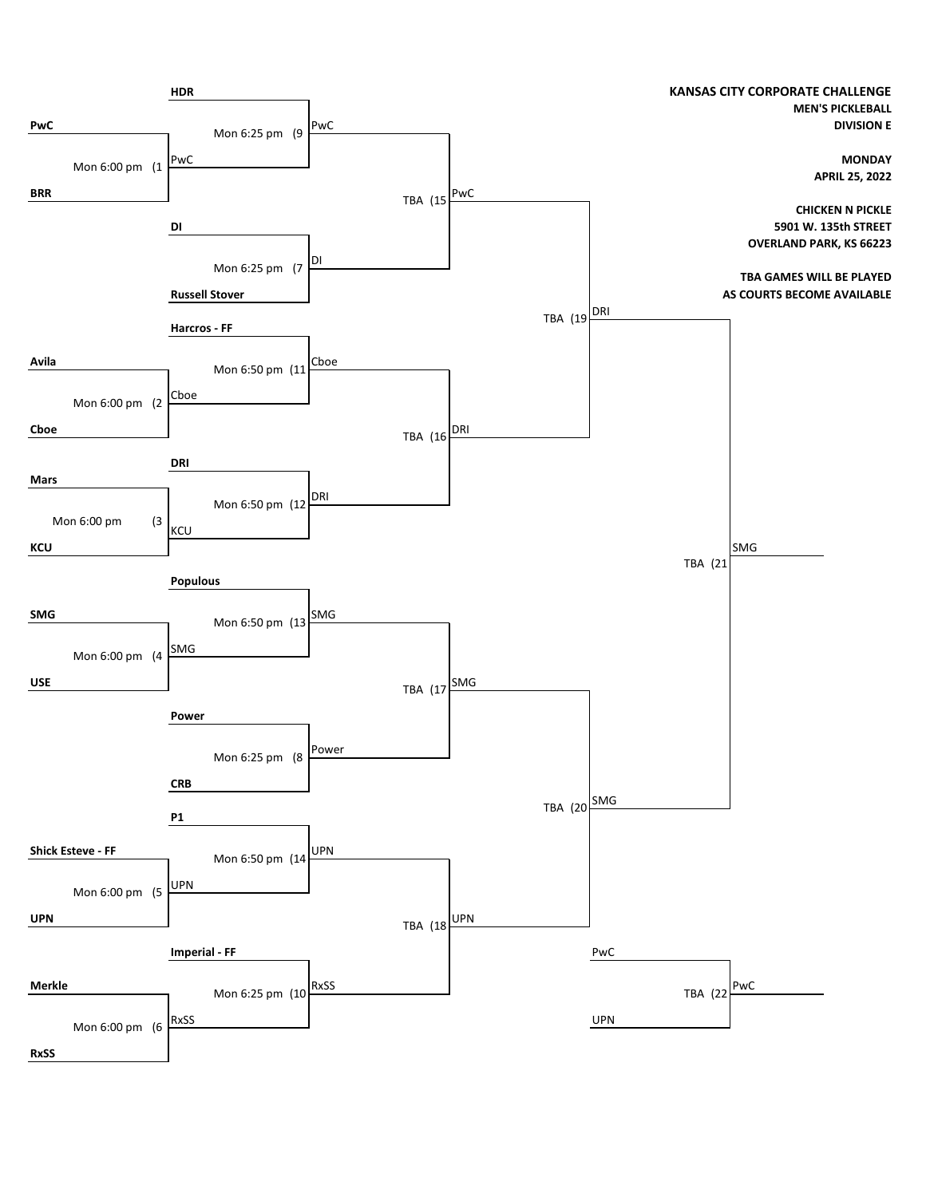**KANSAS CITY CORPORATE CHALLENGE**
**MEN'S PICKLEBALL**
**DIVISION E**

**MONDAY**
**APRIL 25, 2022**

**CHICKEN N PICKLE**
**5901 W. 135th STREET**
**OVERLAND PARK, KS 66223**

**TBA GAMES WILL BE PLAYED AS COURTS BECOME AVAILABLE**

| Game | Time | Team 1 | Team 2 | Winner |
|---|---|---|---|---|
| 1 | Mon 6:00 pm | PwC | BRR | PwC |
| 2 | Mon 6:00 pm | Avila | Cboe | Cboe |
| 3 | Mon 6:00 pm | Mars | KCU | KCU |
| 4 | Mon 6:00 pm | SMG | USE | SMG |
| 5 | Mon 6:00 pm | Shick Esteve - FF | UPN | UPN |
| 6 | Mon 6:00 pm | Merkle | RxSS | RxSS |
| 7 | Mon 6:25 pm | DI | Russell Stover | DI |
| 8 | Mon 6:25 pm | Power | CRB | Power |
| 9 | Mon 6:25 pm | HDR | PwC | PwC |
| 10 | Mon 6:25 pm | Imperial - FF | RxSS | RxSS |
| 11 | Mon 6:50 pm | Harcros - FF | Cboe | Cboe |
| 12 | Mon 6:50 pm | DRI | KCU | DRI |
| 13 | Mon 6:50 pm | Populous | SMG | SMG |
| 14 | Mon 6:50 pm | P1 | UPN | UPN |
| 15 | TBA | PwC | DI | PwC |
| 16 | TBA | Cboe | DRI | DRI |
| 17 | TBA | SMG | Power | SMG |
| 18 | TBA | UPN | RxSS | UPN |
| 19 | TBA | PwC | DRI | DRI |
| 20 | TBA | SMG | UPN | SMG |
| 21 | TBA | DRI | SMG | SMG |
| 22 | TBA | PwC | UPN | PwC |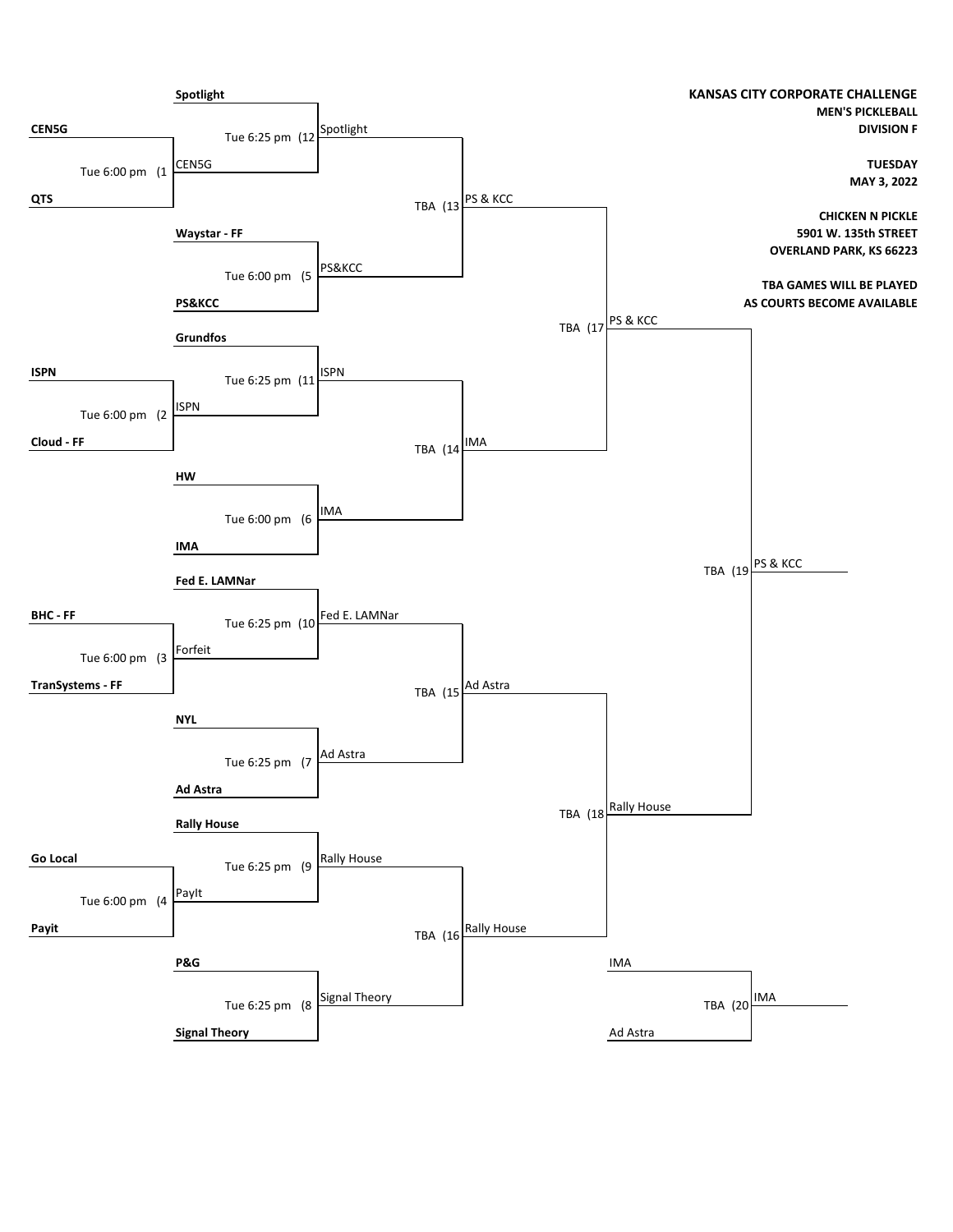**KANSAS CITY CORPORATE CHALLENGE**

**MEN'S PICKLEBALL**

**DIVISION F**

**TUESDAY**

**MAY 3, 2022**

**CHICKEN N PICKLE**

**5901 W. 135th STREET**

**OVERLAND PARK, KS 66223**

**TBA GAMES WILL BE PLAYED AS COURTS BECOME AVAILABLE**

| Game | Time | Team 1 | Team 2 | Winner |
|---|---|---|---|---|
| (1 | Tue 6:00 pm | CEN5G | QTS | CEN5G |
| (2 | Tue 6:00 pm | ISPN | Cloud - FF | ISPN |
| (3 | Tue 6:00 pm | BHC - FF | TranSystems - FF | Forfeit |
| (4 | Tue 6:00 pm | Go Local | Payit | PayIt |
| (5 | Tue 6:00 pm | Waystar - FF | PS&KCC | PS&KCC |
| (6 | Tue 6:00 pm | HW | IMA | IMA |
| (7 | Tue 6:25 pm | NYL | Ad Astra | Ad Astra |
| (8 | Tue 6:25 pm | P&G | Signal Theory | Signal Theory |
| (9 | Tue 6:25 pm | Rally House | PayIt | Rally House |
| (10 | Tue 6:25 pm | Fed E. LAMNar | Forfeit | Fed E. LAMNar |
| (11 | Tue 6:25 pm | Grundfos | ISPN | ISPN |
| (12 | Tue 6:25 pm | Spotlight | CEN5G | Spotlight |
| (13 | TBA | Spotlight | PS&KCC | PS & KCC |
| (14 | TBA | ISPN | IMA | IMA |
| (15 | TBA | Fed E. LAMNar | Ad Astra | Ad Astra |
| (16 | TBA | Rally House | Signal Theory | Rally House |
| (17 | TBA | PS & KCC | IMA | PS & KCC |
| (18 | TBA | Ad Astra | Rally House | Rally House |
| (19 | TBA | PS & KCC | Rally House | PS & KCC |
| (20 | TBA | IMA | Ad Astra | IMA |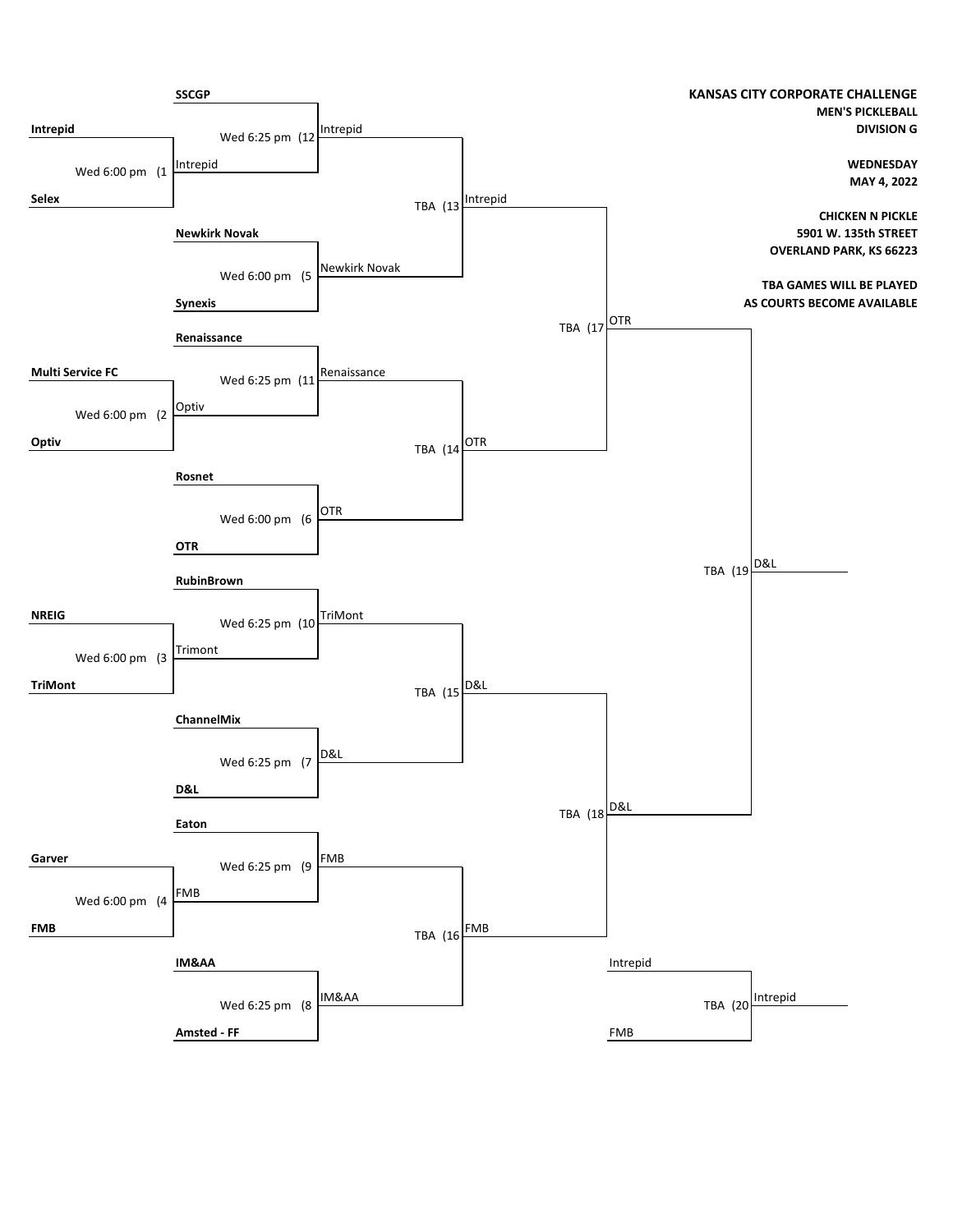**KANSAS CITY CORPORATE CHALLENGE**
**MEN'S PICKLEBALL**
**DIVISION G**

**WEDNESDAY**
**MAY 4, 2022**

**CHICKEN N PICKLE**
**5901 W. 135th STREET**
**OVERLAND PARK, KS 66223**

**TBA GAMES WILL BE PLAYED AS COURTS BECOME AVAILABLE**

**SSCGP**

**Intrepid**

Wed 6:25 pm (12

Intrepid

Wed 6:00 pm (1

Intrepid

**Selex**

TBA (13

Intrepid

**Newkirk Novak**

Wed 6:00 pm (5

Newkirk Novak

**Synexis**

TBA (17

OTR

**Renaissance**

**Multi Service FC**

Wed 6:25 pm (11

Renaissance

Wed 6:00 pm (2

Optiv

**Optiv**

TBA (14

OTR

**Rosnet**

Wed 6:00 pm (6

OTR

**OTR**

TBA (19

D&L

**RubinBrown**

**NREIG**

Wed 6:25 pm (10

TriMont

Wed 6:00 pm (3

Trimont

**TriMont**

TBA (15

D&L

**ChannelMix**

Wed 6:25 pm (7

D&L

**D&L**

TBA (18

D&L

**Eaton**

**Garver**

Wed 6:25 pm (9

FMB

Wed 6:00 pm (4

FMB

**FMB**

TBA (16

FMB

**IM&AA**

Wed 6:25 pm (8

IM&AA

**Amsted - FF**

Intrepid

TBA (20

Intrepid

FMB